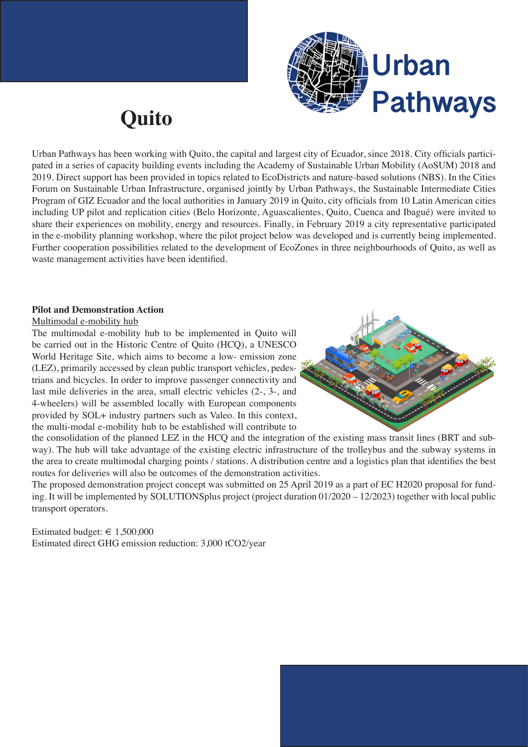# Quito

Urban Pathways has been working with Quito, the capital and largest city of Ecuador, since 2018. City officials participated in a series of capacity building events including the Academy of Sustainable Urban Mobility (AoSUM) 2018 and 2019. Direct support has been provided in topics related to EcoDistricts and nature-based solutions (NBS). In the Cities Forum on Sustainable Urban Infrastructure, organised jointly by Urban Pathways, the Sustainable Intermediate Cities Program of GIZ Ecuador and the local authorities in January 2019 in Quito, city officials from 10 Latin American cities including UP pilot and replication cities (Belo Horizonte, Aguascalientes, Quito, Cuenca and Ibagué) were invited to share their experiences on mobility, energy and resources. Finally, in February 2019 a city representative participated in the e-mobility planning workshop, where the pilot project below was developed and is currently being implemented. Further cooperation possibilities related to the development of EcoZones in three neighbourhoods of Quito, as well as waste management activities have been identified.

**Pilot and Demonstration Action**

Multimodal e-mobility hub

The multimodal e-mobility hub to be implemented in Quito will be carried out in the Historic Centre of Quito (HCQ), a UNESCO World Heritage Site, which aims to become a low- emission zone (LEZ), primarily accessed by clean public transport vehicles, pedestrians and bicycles. In order to improve passenger connectivity and last mile deliveries in the area, small electric vehicles (2-, 3-, and 4-wheelers) will be assembled locally with European components provided by SOL+ industry partners such as Valeo. In this context, the multi-modal e-mobility hub to be established will contribute to the consolidation of the planned LEZ in the HCQ and the integration of the existing mass transit lines (BRT and subway). The hub will take advantage of the existing electric infrastructure of the trolleybus and the subway systems in the area to create multimodal charging points / stations. A distribution centre and a logistics plan that identifies the best routes for deliveries will also be outcomes of the demonstration activities.

The proposed demonstration project concept was submitted on 25 April 2019 as a part of EC H2020 proposal for funding. It will be implemented by SOLUTIONSplus project (project duration 01/2020 – 12/2023) together with local public transport operators.

Estimated budget: € 1,500,000

Estimated direct GHG emission reduction: 3,000 $tCO_2$/year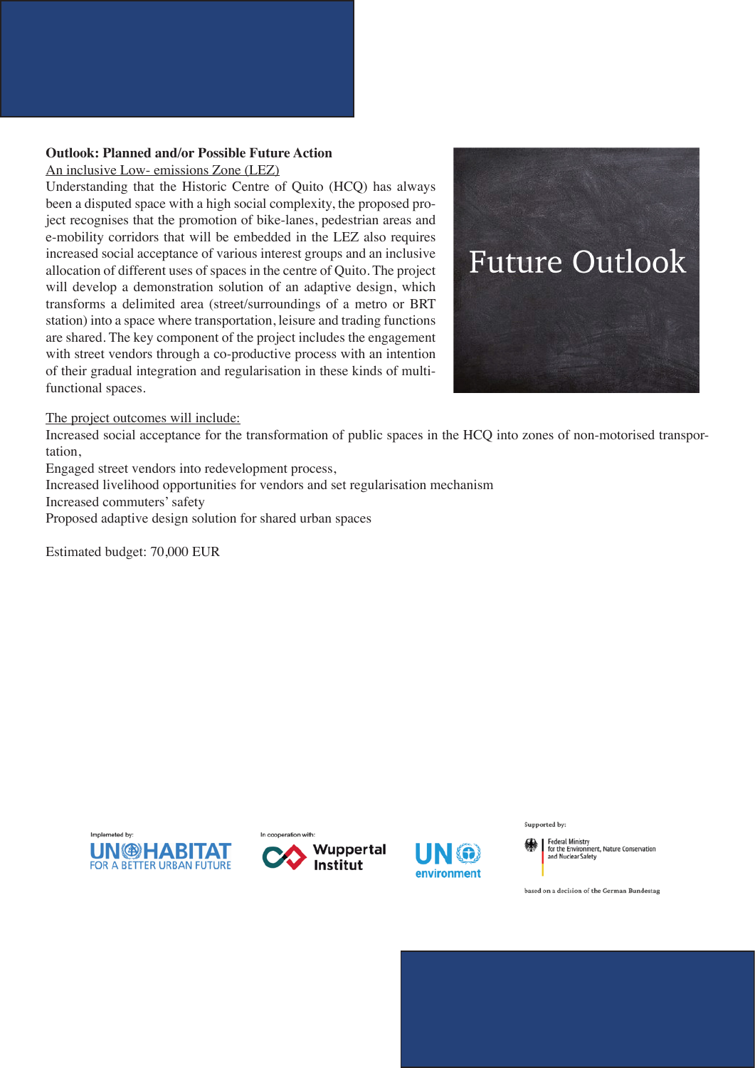**Outlook: Planned and/or Possible Future Action**

An inclusive Low- emissions Zone (LEZ)

Understanding that the Historic Centre of Quito (HCQ) has always been a disputed space with a high social complexity, the proposed project recognises that the promotion of bike-lanes, pedestrian areas and e-mobility corridors that will be embedded in the LEZ also requires increased social acceptance of various interest groups and an inclusive allocation of different uses of spaces in the centre of Quito. The project will develop a demonstration solution of an adaptive design, which transforms a delimited area (street/surroundings of a metro or BRT station) into a space where transportation, leisure and trading functions are shared. The key component of the project includes the engagement with street vendors through a co-productive process with an intention of their gradual integration and regularisation in these kinds of multi-functional spaces.

Future Outlook

The project outcomes will include:

Increased social acceptance for the transformation of public spaces in the HCQ into zones of non-motorised transportation,

Engaged street vendors into redevelopment process,

Increased livelihood opportunities for vendors and set regularisation mechanism

Increased commuters' safety

Proposed adaptive design solution for shared urban spaces

Estimated budget: 70,000 EUR

Implemented by: UN-HABITAT FOR A BETTER URBAN FUTURE

In cooperation with: Wuppertal Institut

UN environment

Supported by: Federal Ministry for the Environment, Nature Conservation and Nuclear Safety

based on a decision of the German Bundestag